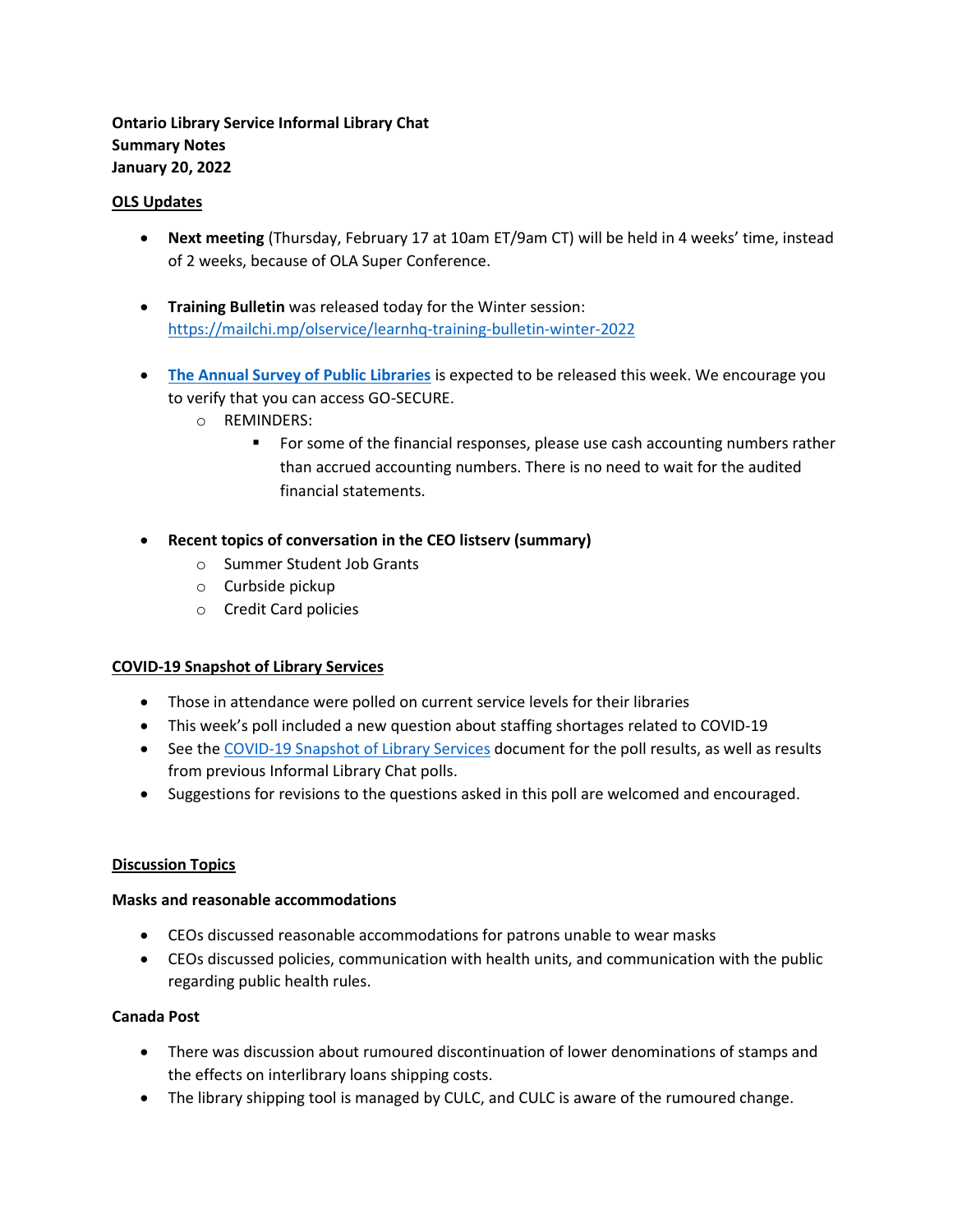**Ontario Library Service Informal Library Chat**
**Summary Notes**
**January 20, 2022**

## OLS Updates

- **Next meeting** (Thursday, February 17 at 10am ET/9am CT) will be held in 4 weeks' time, instead of 2 weeks, because of OLA Super Conference.
- **Training Bulletin** was released today for the Winter session: [https://mailchi.mp/olservice/learnhq-training-bulletin-winter-2022](https://mailchi.mp/olservice/learnhq-training-bulletin-winter-2022)
- **The Annual Survey of Public Libraries** is expected to be released this week. We encourage you to verify that you can access GO-SECURE.
  - REMINDERS:
    - For some of the financial responses, please use cash accounting numbers rather than accrued accounting numbers. There is no need to wait for the audited financial statements.
- **Recent topics of conversation in the CEO listserv (summary)**
  - Summer Student Job Grants
  - Curbside pickup
  - Credit Card policies

## COVID-19 Snapshot of Library Services

- Those in attendance were polled on current service levels for their libraries
- This week's poll included a new question about staffing shortages related to COVID-19
- See the COVID-19 Snapshot of Library Services document for the poll results, as well as results from previous Informal Library Chat polls.
- Suggestions for revisions to the questions asked in this poll are welcomed and encouraged.

## Discussion Topics

### Masks and reasonable accommodations

- CEOs discussed reasonable accommodations for patrons unable to wear masks
- CEOs discussed policies, communication with health units, and communication with the public regarding public health rules.

### Canada Post

- There was discussion about rumoured discontinuation of lower denominations of stamps and the effects on interlibrary loans shipping costs.
- The library shipping tool is managed by CULC, and CULC is aware of the rumoured change.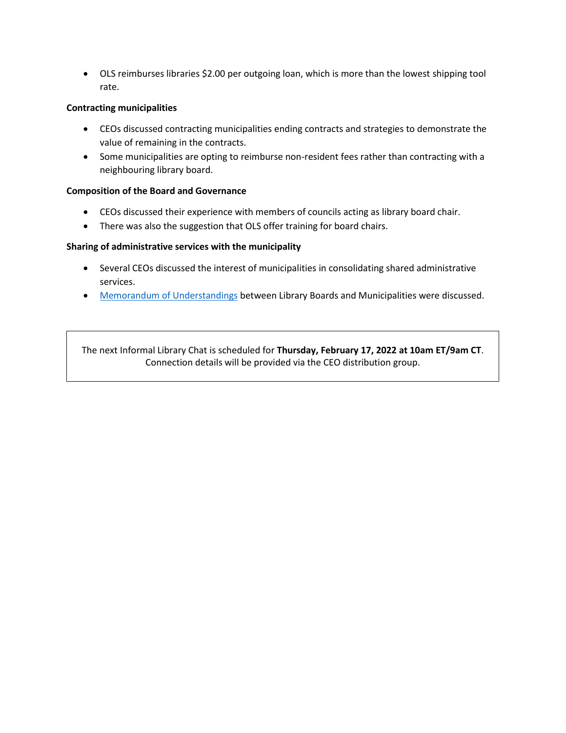- OLS reimburses libraries $2.00 per outgoing loan, which is more than the lowest shipping tool rate.

**Contracting municipalities**

- CEOs discussed contracting municipalities ending contracts and strategies to demonstrate the value of remaining in the contracts.
- Some municipalities are opting to reimburse non-resident fees rather than contracting with a neighbouring library board.

**Composition of the Board and Governance**

- CEOs discussed their experience with members of councils acting as library board chair.
- There was also the suggestion that OLS offer training for board chairs.

**Sharing of administrative services with the municipality**

- Several CEOs discussed the interest of municipalities in consolidating shared administrative services.
- Memorandum of Understandings between Library Boards and Municipalities were discussed.

The next Informal Library Chat is scheduled for **Thursday, February 17, 2022 at 10am ET/9am CT**. Connection details will be provided via the CEO distribution group.